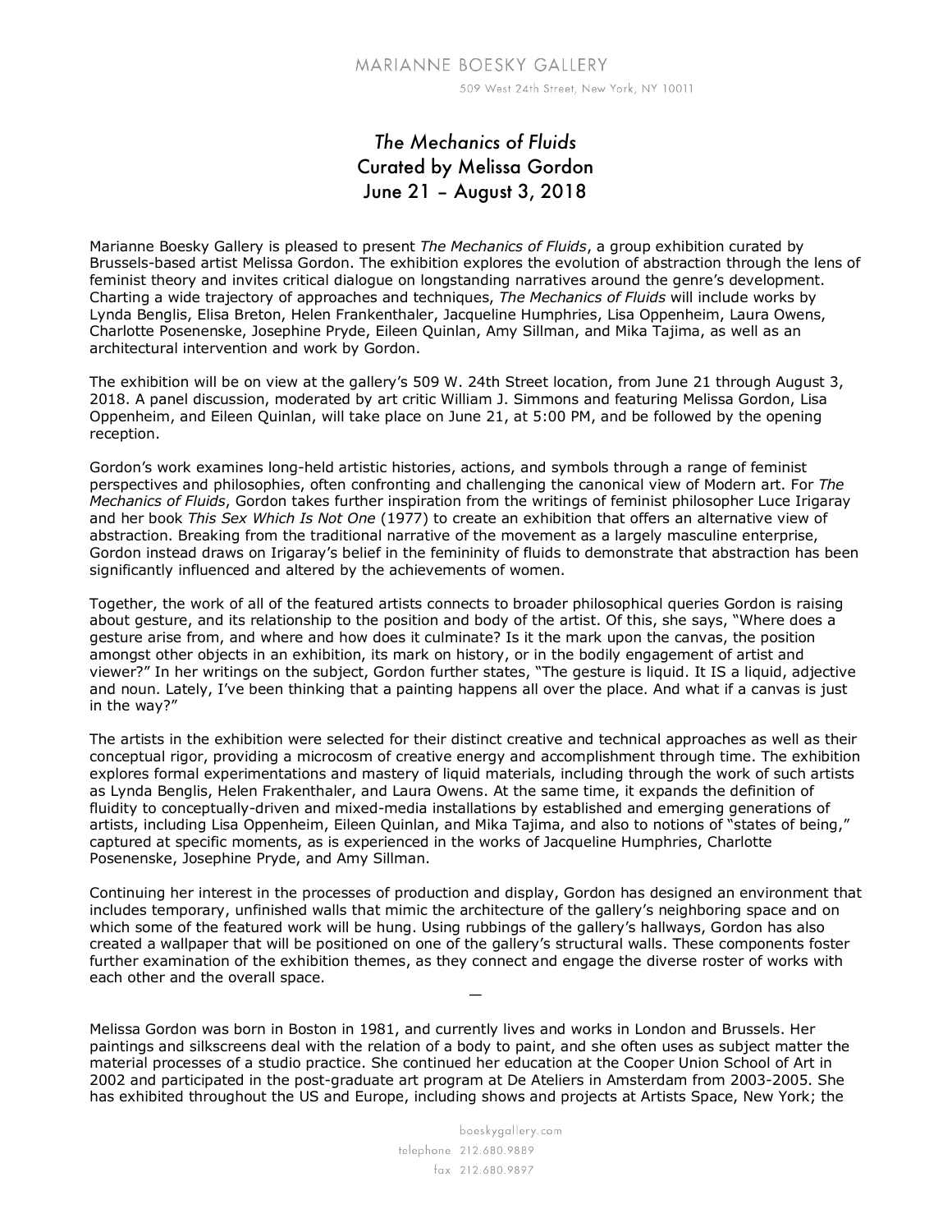MARIANNE BOESKY GALLERY

509 West 24th Street, New York, NY 10011

# *The Mechanics of Fluids*
# Curated by Melissa Gordon
# June 21 – August 3, 2018

Marianne Boesky Gallery is pleased to present *The Mechanics of Fluids*, a group exhibition curated by Brussels-based artist Melissa Gordon. The exhibition explores the evolution of abstraction through the lens of feminist theory and invites critical dialogue on longstanding narratives around the genre's development. Charting a wide trajectory of approaches and techniques, *The Mechanics of Fluids* will include works by Lynda Benglis, Elisa Breton, Helen Frankenthaler, Jacqueline Humphries, Lisa Oppenheim, Laura Owens, Charlotte Posenenske, Josephine Pryde, Eileen Quinlan, Amy Sillman, and Mika Tajima, as well as an architectural intervention and work by Gordon.

The exhibition will be on view at the gallery's 509 W. 24th Street location, from June 21 through August 3, 2018. A panel discussion, moderated by art critic William J. Simmons and featuring Melissa Gordon, Lisa Oppenheim, and Eileen Quinlan, will take place on June 21, at 5:00 PM, and be followed by the opening reception.

Gordon's work examines long-held artistic histories, actions, and symbols through a range of feminist perspectives and philosophies, often confronting and challenging the canonical view of Modern art. For *The Mechanics of Fluids*, Gordon takes further inspiration from the writings of feminist philosopher Luce Irigaray and her book *This Sex Which Is Not One* (1977) to create an exhibition that offers an alternative view of abstraction. Breaking from the traditional narrative of the movement as a largely masculine enterprise, Gordon instead draws on Irigaray's belief in the femininity of fluids to demonstrate that abstraction has been significantly influenced and altered by the achievements of women.

Together, the work of all of the featured artists connects to broader philosophical queries Gordon is raising about gesture, and its relationship to the position and body of the artist. Of this, she says, "Where does a gesture arise from, and where and how does it culminate? Is it the mark upon the canvas, the position amongst other objects in an exhibition, its mark on history, or in the bodily engagement of artist and viewer?" In her writings on the subject, Gordon further states, "The gesture is liquid. It IS a liquid, adjective and noun. Lately, I've been thinking that a painting happens all over the place. And what if a canvas is just in the way?"

The artists in the exhibition were selected for their distinct creative and technical approaches as well as their conceptual rigor, providing a microcosm of creative energy and accomplishment through time. The exhibition explores formal experimentations and mastery of liquid materials, including through the work of such artists as Lynda Benglis, Helen Frankenthaler, and Laura Owens. At the same time, it expands the definition of fluidity to conceptually-driven and mixed-media installations by established and emerging generations of artists, including Lisa Oppenheim, Eileen Quinlan, and Mika Tajima, and also to notions of "states of being," captured at specific moments, as is experienced in the works of Jacqueline Humphries, Charlotte Posenenske, Josephine Pryde, and Amy Sillman.

Continuing her interest in the processes of production and display, Gordon has designed an environment that includes temporary, unfinished walls that mimic the architecture of the gallery's neighboring space and on which some of the featured work will be hung. Using rubbings of the gallery's hallways, Gordon has also created a wallpaper that will be positioned on one of the gallery's structural walls. These components foster further examination of the exhibition themes, as they connect and engage the diverse roster of works with each other and the overall space.

—

Melissa Gordon was born in Boston in 1981, and currently lives and works in London and Brussels. Her paintings and silkscreens deal with the relation of a body to paint, and she often uses as subject matter the material processes of a studio practice. She continued her education at the Cooper Union School of Art in 2002 and participated in the post-graduate art program at De Ateliers in Amsterdam from 2003-2005. She has exhibited throughout the US and Europe, including shows and projects at Artists Space, New York; the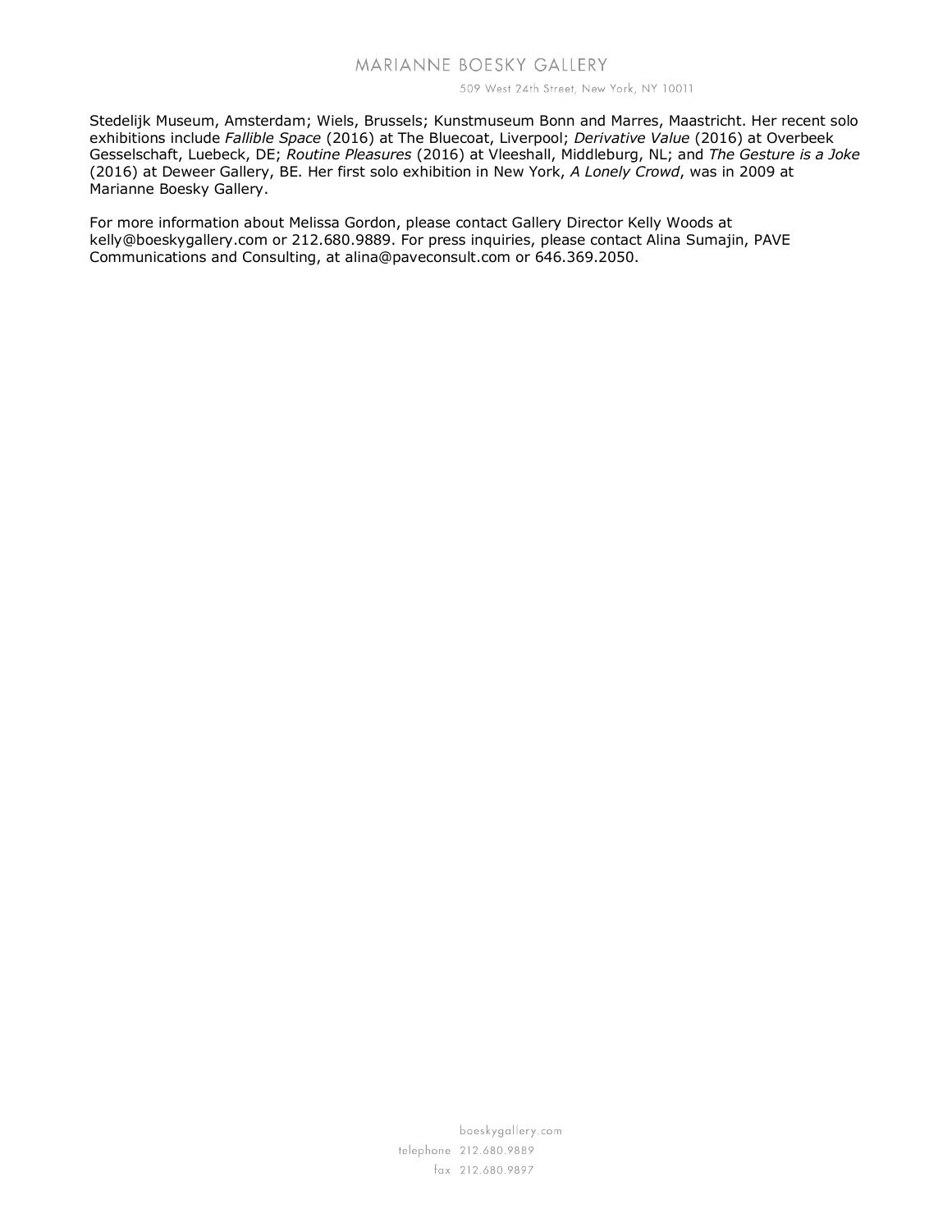Stedelijk Museum, Amsterdam; Wiels, Brussels; Kunstmuseum Bonn and Marres, Maastricht. Her recent solo exhibitions include *Fallible Space* (2016) at The Bluecoat, Liverpool; *Derivative Value* (2016) at Overbeek Gesselschaft, Luebeck, DE; *Routine Pleasures* (2016) at Vleeshall, Middleburg, NL; and *The Gesture is a Joke* (2016) at Deweer Gallery, BE. Her first solo exhibition in New York, *A Lonely Crowd*, was in 2009 at Marianne Boesky Gallery.

For more information about Melissa Gordon, please contact Gallery Director Kelly Woods at kelly@boeskygallery.com or 212.680.9889. For press inquiries, please contact Alina Sumajin, PAVE Communications and Consulting, at alina@paveconsult.com or 646.369.2050.